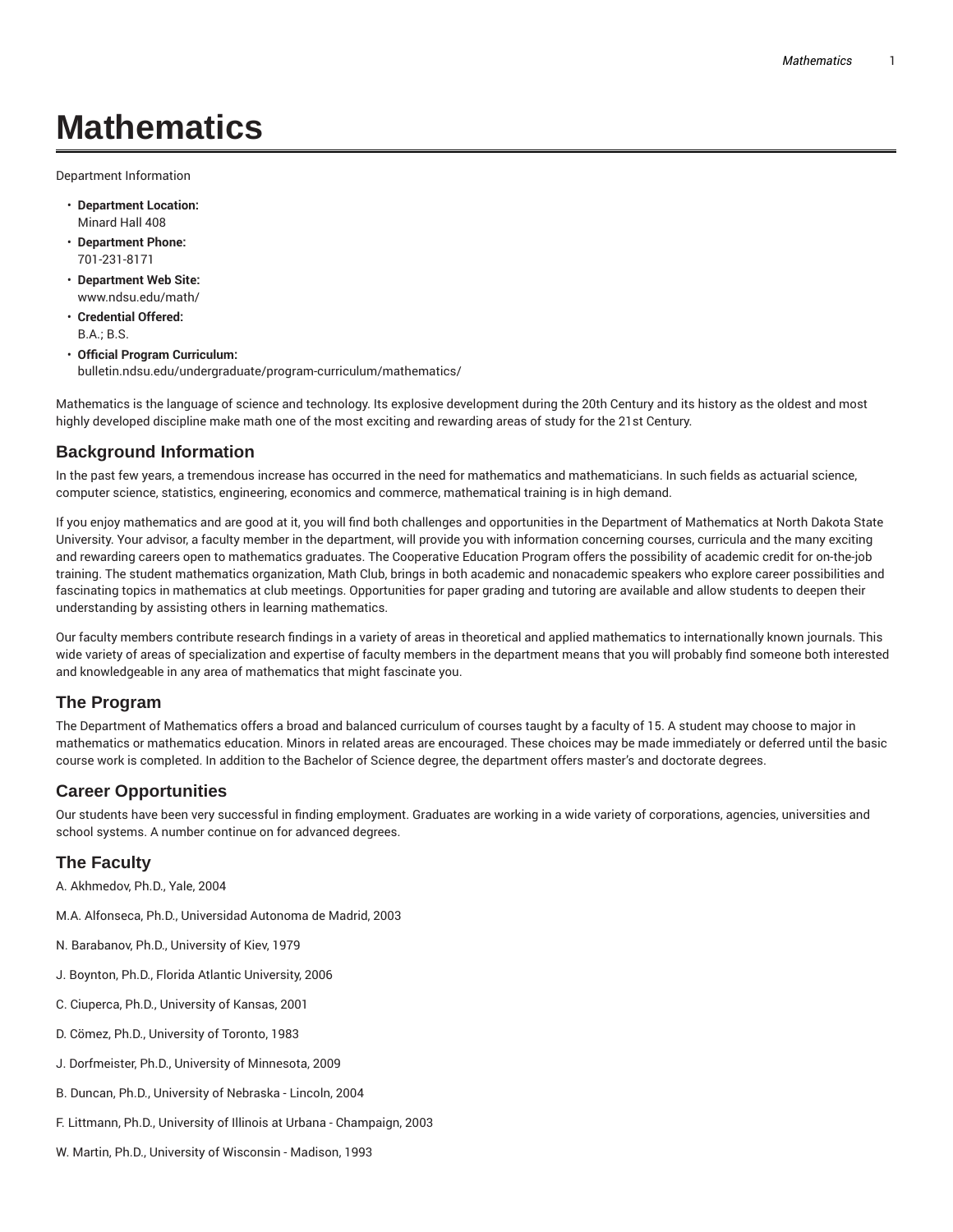# Mathematics

Department Information

- **Department Location:**
  Minard Hall 408
- **Department Phone:**
  701-231-8171
- **Department Web Site:**
  www.ndsu.edu/math/
- **Credential Offered:**
  B.A.; B.S.
- **Official Program Curriculum:**
  bulletin.ndsu.edu/undergraduate/program-curriculum/mathematics/

Mathematics is the language of science and technology. Its explosive development during the 20th Century and its history as the oldest and most highly developed discipline make math one of the most exciting and rewarding areas of study for the 21st Century.

## Background Information

In the past few years, a tremendous increase has occurred in the need for mathematics and mathematicians. In such fields as actuarial science, computer science, statistics, engineering, economics and commerce, mathematical training is in high demand.

If you enjoy mathematics and are good at it, you will find both challenges and opportunities in the Department of Mathematics at North Dakota State University. Your advisor, a faculty member in the department, will provide you with information concerning courses, curricula and the many exciting and rewarding careers open to mathematics graduates. The Cooperative Education Program offers the possibility of academic credit for on-the-job training. The student mathematics organization, Math Club, brings in both academic and nonacademic speakers who explore career possibilities and fascinating topics in mathematics at club meetings. Opportunities for paper grading and tutoring are available and allow students to deepen their understanding by assisting others in learning mathematics.

Our faculty members contribute research findings in a variety of areas in theoretical and applied mathematics to internationally known journals. This wide variety of areas of specialization and expertise of faculty members in the department means that you will probably find someone both interested and knowledgeable in any area of mathematics that might fascinate you.

## The Program

The Department of Mathematics offers a broad and balanced curriculum of courses taught by a faculty of 15. A student may choose to major in mathematics or mathematics education. Minors in related areas are encouraged. These choices may be made immediately or deferred until the basic course work is completed. In addition to the Bachelor of Science degree, the department offers master's and doctorate degrees.

## Career Opportunities

Our students have been very successful in finding employment. Graduates are working in a wide variety of corporations, agencies, universities and school systems. A number continue on for advanced degrees.

## The Faculty

A. Akhmedov, Ph.D., Yale, 2004

M.A. Alfonseca, Ph.D., Universidad Autonoma de Madrid, 2003

N. Barabanov, Ph.D., University of Kiev, 1979

J. Boynton, Ph.D., Florida Atlantic University, 2006

C. Ciuperca, Ph.D., University of Kansas, 2001

D. Cömez, Ph.D., University of Toronto, 1983

J. Dorfmeister, Ph.D., University of Minnesota, 2009

B. Duncan, Ph.D., University of Nebraska - Lincoln, 2004

F. Littmann, Ph.D., University of Illinois at Urbana - Champaign, 2003

W. Martin, Ph.D., University of Wisconsin - Madison, 1993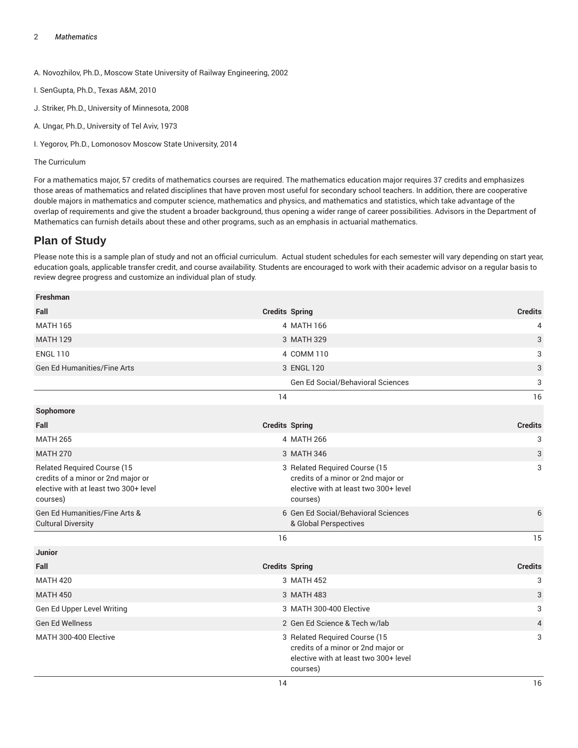A. Novozhilov, Ph.D., Moscow State University of Railway Engineering, 2002

I. SenGupta, Ph.D., Texas A&M, 2010

J. Striker, Ph.D., University of Minnesota, 2008

A. Ungar, Ph.D., University of Tel Aviv, 1973

I. Yegorov, Ph.D., Lomonosov Moscow State University, 2014

The Curriculum

For a mathematics major, 57 credits of mathematics courses are required. The mathematics education major requires 37 credits and emphasizes those areas of mathematics and related disciplines that have proven most useful for secondary school teachers. In addition, there are cooperative double majors in mathematics and computer science, mathematics and physics, and mathematics and statistics, which take advantage of the overlap of requirements and give the student a broader background, thus opening a wider range of career possibilities. Advisors in the Department of Mathematics can furnish details about these and other programs, such as an emphasis in actuarial mathematics.

## Plan of Study

Please note this is a sample plan of study and not an official curriculum. Actual student schedules for each semester will vary depending on start year, education goals, applicable transfer credit, and course availability. Students are encouraged to work with their academic advisor on a regular basis to review degree progress and customize an individual plan of study.

| Freshman | | | |
|---|---|---|---|
| **Fall** | **Credits** | **Spring** | **Credits** |
| MATH 165 | 4 | MATH 166 | 4 |
| MATH 129 | 3 | MATH 329 | 3 |
| ENGL 110 | 4 | COMM 110 | 3 |
| Gen Ed Humanities/Fine Arts | 3 | ENGL 120 | 3 |
| | | Gen Ed Social/Behavioral Sciences | 3 |
| | 14 | | 16 |
| **Sophomore** | | | |
| **Fall** | **Credits** | **Spring** | **Credits** |
| MATH 265 | 4 | MATH 266 | 3 |
| MATH 270 | 3 | MATH 346 | 3 |
| Related Required Course (15 credits of a minor or 2nd major or elective with at least two 300+ level courses) | 3 | Related Required Course (15 credits of a minor or 2nd major or elective with at least two 300+ level courses) | 3 |
| Gen Ed Humanities/Fine Arts & Cultural Diversity | 6 | Gen Ed Social/Behavioral Sciences & Global Perspectives | 6 |
| | 16 | | 15 |
| **Junior** | | | |
| **Fall** | **Credits** | **Spring** | **Credits** |
| MATH 420 | 3 | MATH 452 | 3 |
| MATH 450 | 3 | MATH 483 | 3 |
| Gen Ed Upper Level Writing | 3 | MATH 300-400 Elective | 3 |
| Gen Ed Wellness | 2 | Gen Ed Science & Tech w/lab | 4 |
| MATH 300-400 Elective | 3 | Related Required Course (15 credits of a minor or 2nd major or elective with at least two 300+ level courses) | 3 |
| | 14 | | 16 |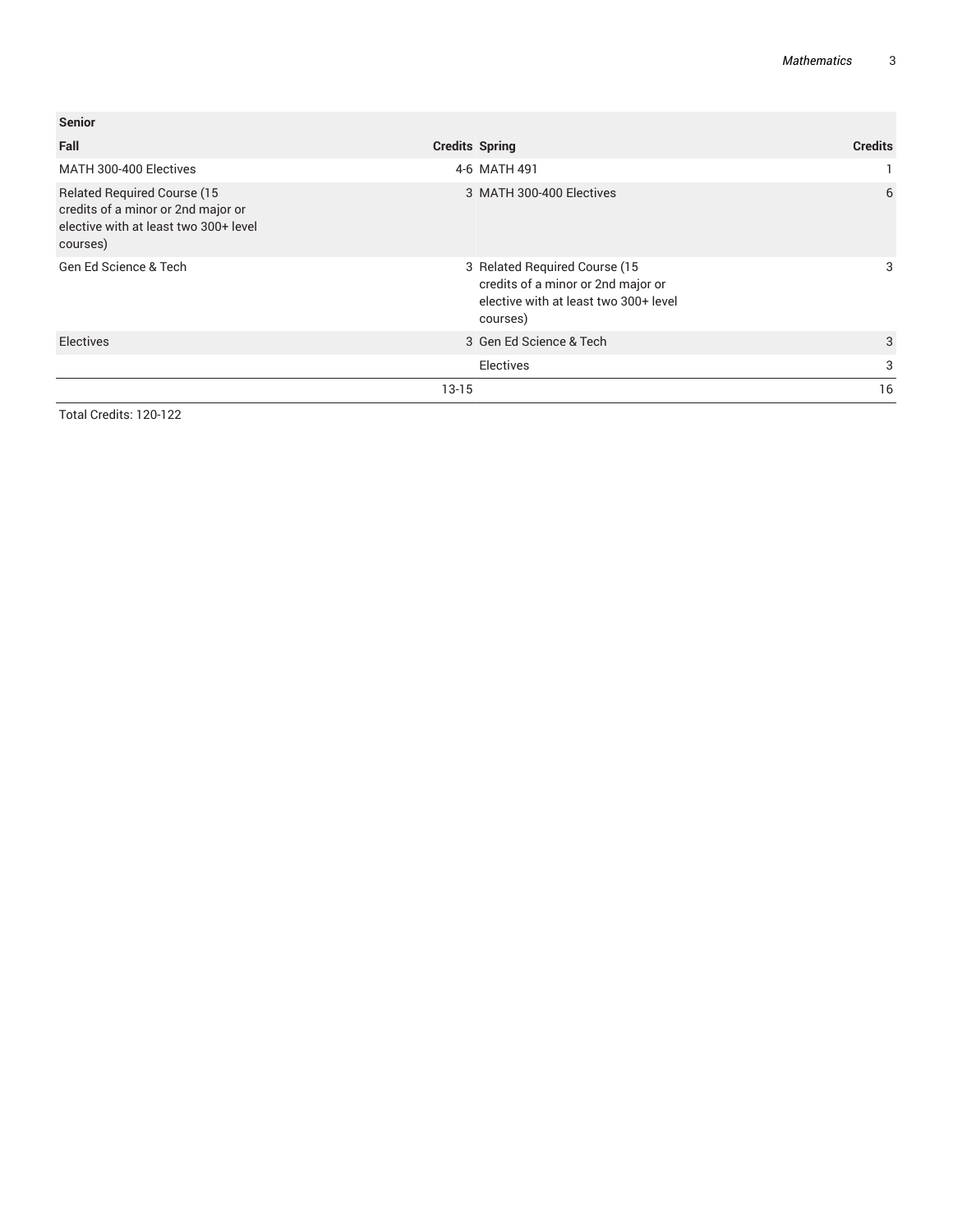| Senior | | | |
|---|---|---|---|
| **Fall** | **Credits** | **Spring** | **Credits** |
| MATH 300-400 Electives | 4-6 | MATH 491 | 1 |
| Related Required Course (15 credits of a minor or 2nd major or elective with at least two 300+ level courses) | 3 | MATH 300-400 Electives | 6 |
| Gen Ed Science & Tech | 3 | Related Required Course (15 credits of a minor or 2nd major or elective with at least two 300+ level courses) | 3 |
| Electives | 3 | Gen Ed Science & Tech | 3 |
| | | Electives | 3 |
| | 13-15 | | 16 |

Total Credits: 120-122